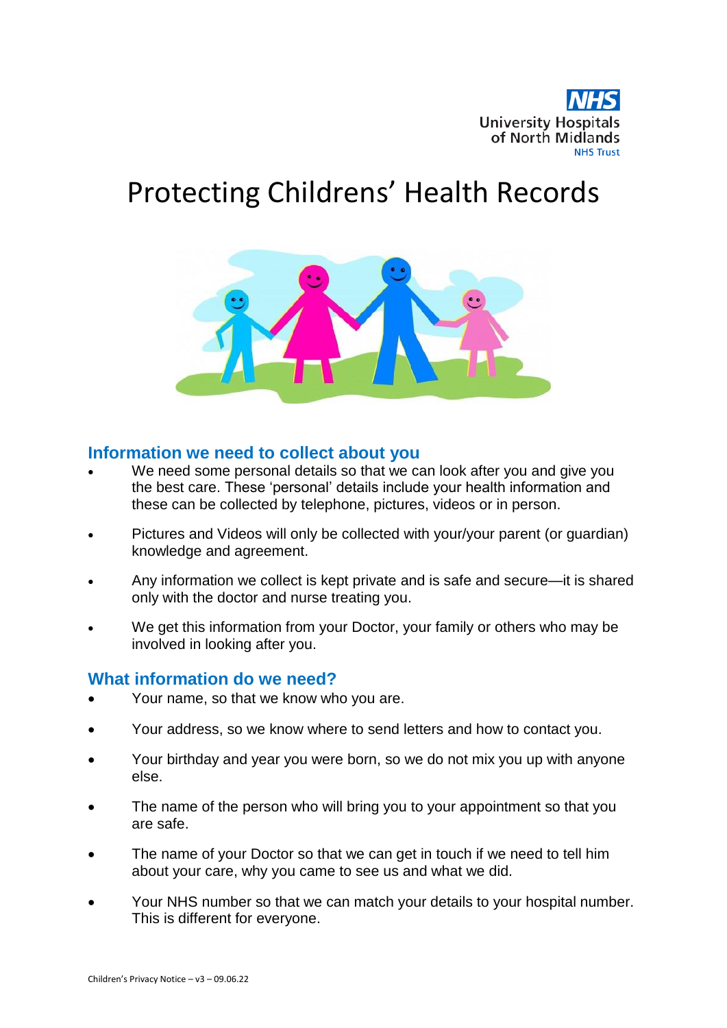NHS
University Hospitals of North Midlands
NHS Trust

# Protecting Childrens' Health Records

## Information we need to collect about you

- We need some personal details so that we can look after you and give you the best care. These 'personal' details include your health information and these can be collected by telephone, pictures, videos or in person.
- Pictures and Videos will only be collected with your/your parent (or guardian) knowledge and agreement.
- Any information we collect is kept private and is safe and secure—it is shared only with the doctor and nurse treating you.
- We get this information from your Doctor, your family or others who may be involved in looking after you.

## What information do we need?

- Your name, so that we know who you are.
- Your address, so we know where to send letters and how to contact you.
- Your birthday and year you were born, so we do not mix you up with anyone else.
- The name of the person who will bring you to your appointment so that you are safe.
- The name of your Doctor so that we can get in touch if we need to tell him about your care, why you came to see us and what we did.
- Your NHS number so that we can match your details to your hospital number. This is different for everyone.

Children's Privacy Notice – v3 – 09.06.22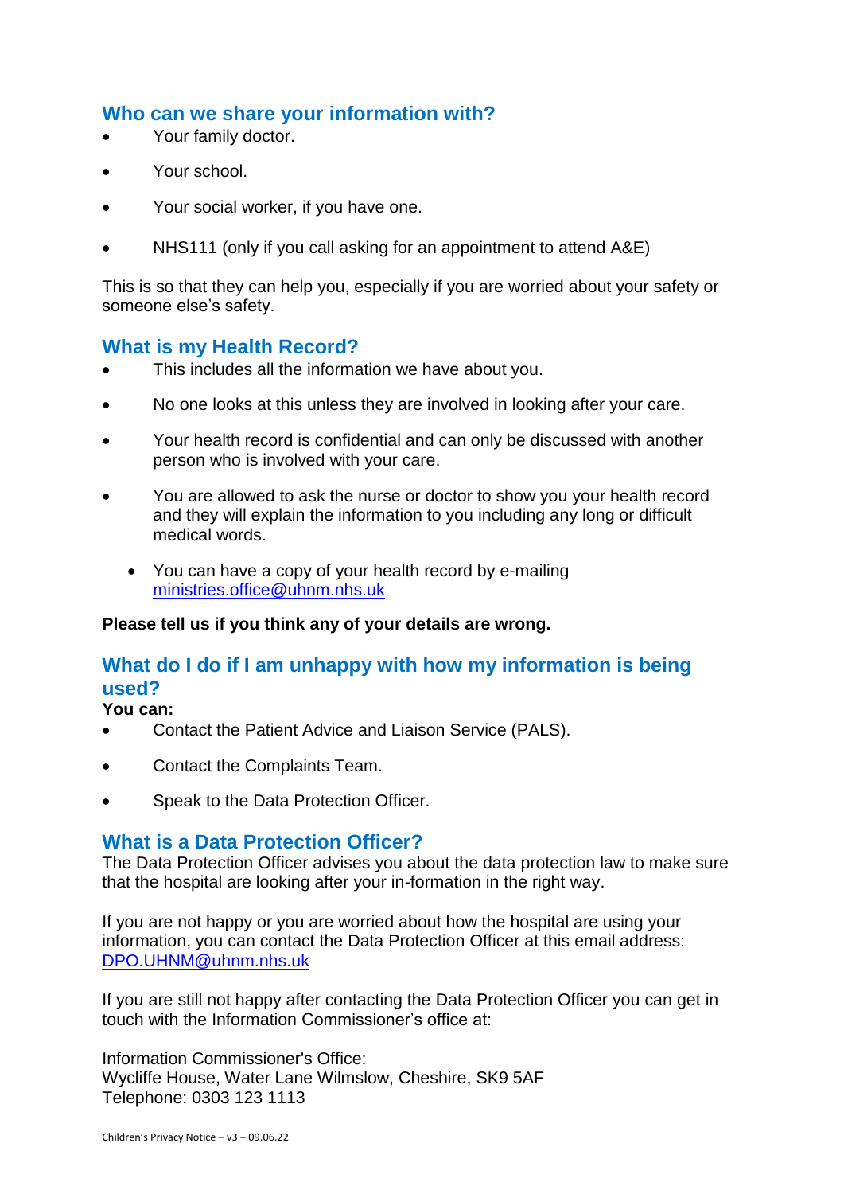## Who can we share your information with?

- Your family doctor.
- Your school.
- Your social worker, if you have one.
- NHS111 (only if you call asking for an appointment to attend A&E)

This is so that they can help you, especially if you are worried about your safety or someone else's safety.

## What is my Health Record?

- This includes all the information we have about you.
- No one looks at this unless they are involved in looking after your care.
- Your health record is confidential and can only be discussed with another person who is involved with your care.
- You are allowed to ask the nurse or doctor to show you your health record and they will explain the information to you including any long or difficult medical words.
  - You can have a copy of your health record by e-mailing ministries.office@uhnm.nhs.uk

**Please tell us if you think any of your details are wrong.**

## What do I do if I am unhappy with how my information is being used?

**You can:**

- Contact the Patient Advice and Liaison Service (PALS).
- Contact the Complaints Team.
- Speak to the Data Protection Officer.

## What is a Data Protection Officer?

The Data Protection Officer advises you about the data protection law to make sure that the hospital are looking after your in-formation in the right way.

If you are not happy or you are worried about how the hospital are using your information, you can contact the Data Protection Officer at this email address: DPO.UHNM@uhnm.nhs.uk

If you are still not happy after contacting the Data Protection Officer you can get in touch with the Information Commissioner's office at:

Information Commissioner's Office:
Wycliffe House, Water Lane Wilmslow, Cheshire, SK9 5AF
Telephone: 0303 123 1113

Children's Privacy Notice – v3 – 09.06.22